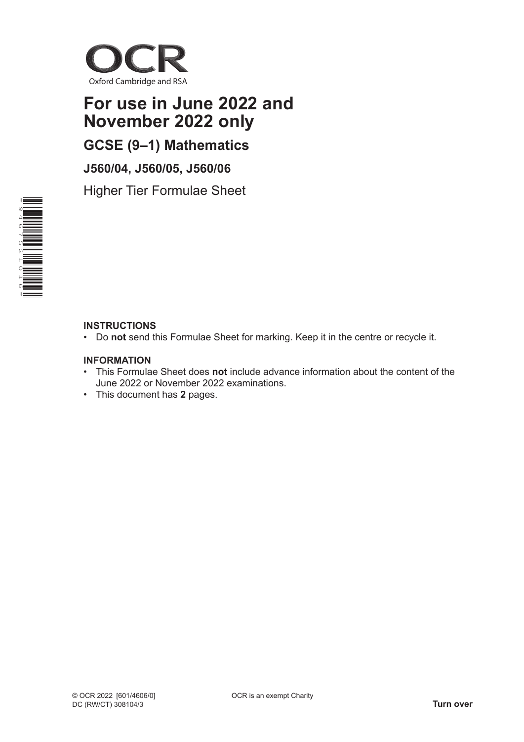OCR

Oxford Cambridge and RSA

# For use in June 2022 and November 2022 only

## GCSE (9–1) Mathematics

### J560/04, J560/05, J560/06

Higher Tier Formulae Sheet

**INSTRUCTIONS**

- Do **not** send this Formulae Sheet for marking. Keep it in the centre or recycle it.

**INFORMATION**

- This Formulae Sheet does **not** include advance information about the content of the June 2022 or November 2022 examinations.
- This document has **2** pages.

© OCR 2022 [601/4606/0]
DC (RW/CT) 308104/3

OCR is an exempt Charity

**Turn over**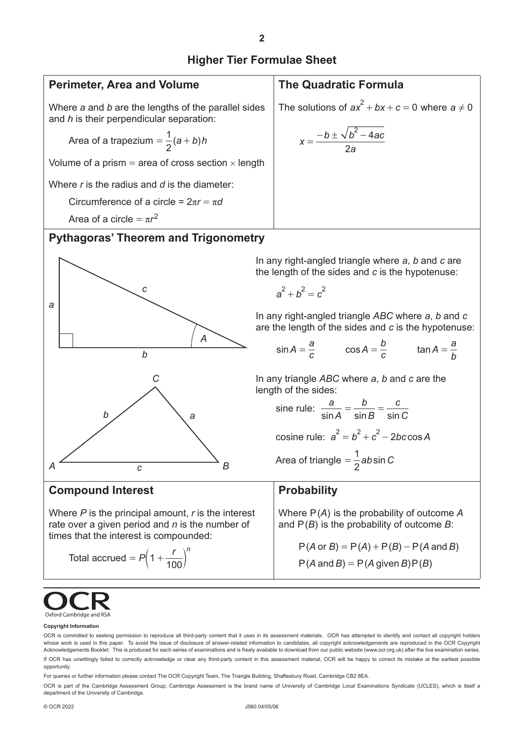# Higher Tier Formulae Sheet

## Perimeter, Area and Volume

Where $a$ and $b$ are the lengths of the parallel sides and $h$ is their perpendicular separation:

Area of a trapezium $= \frac{1}{2}(a+b)h$

Volume of a prism = area of cross section × length

Where $r$ is the radius and $d$ is the diameter:

Circumference of a circle $= 2\pi r = \pi d$

Area of a circle $= \pi r^2$

## The Quadratic Formula

The solutions of $ax^2 + bx + c = 0$ where $a \neq 0$

$$x = \frac{-b \pm \sqrt{b^2 - 4ac}}{2a}$$

## Pythagoras' Theorem and Trigonometry

a

c

A

b

In any right-angled triangle where $a$, $b$ and $c$ are the length of the sides and $c$ is the hypotenuse:

$$a^2 + b^2 = c^2$$

In any right-angled triangle $ABC$ where $a$, $b$ and $c$ are the length of the sides and $c$ is the hypotenuse:

$$\sin A = \frac{a}{c} \qquad \cos A = \frac{b}{c} \qquad \tan A = \frac{a}{b}$$

C

b

a

A

c

B

In any triangle $ABC$ where $a$, $b$ and $c$ are the length of the sides:

sine rule: $\frac{a}{\sin A} = \frac{b}{\sin B} = \frac{c}{\sin C}$

cosine rule: $a^2 = b^2 + c^2 - 2bc\cos A$

Area of triangle $= \frac{1}{2}ab\sin C$

## Compound Interest

Where $P$ is the principal amount, $r$ is the interest rate over a given period and $n$ is the number of times that the interest is compounded:

Total accrued $= P\left(1 + \frac{r}{100}\right)^n$

## Probability

Where $\mathrm{P}(A)$ is the probability of outcome $A$ and $\mathrm{P}(B)$ is the probability of outcome $B$:

$\mathrm{P}(A \text{ or } B) = \mathrm{P}(A) + \mathrm{P}(B) - \mathrm{P}(A \text{ and } B)$

$\mathrm{P}(A \text{ and } B) = \mathrm{P}(A \text{ given } B)\mathrm{P}(B)$

OCR
Oxford Cambridge and RSA

**Copyright Information**

OCR is committed to seeking permission to reproduce all third-party content that it uses in its assessment materials. OCR has attempted to identify and contact all copyright holders whose work is used in this paper. To avoid the issue of disclosure of answer-related information to candidates, all copyright acknowledgements are reproduced in the OCR Copyright Acknowledgements Booklet. This is produced for each series of examinations and is freely available to download from our public website (www.ocr.org.uk) after the live examination series.

If OCR has unwittingly failed to correctly acknowledge or clear any third-party content in this assessment material, OCR will be happy to correct its mistake at the earliest possible opportunity.

For queries or further information please contact The OCR Copyright Team, The Triangle Building, Shaftesbury Road, Cambridge CB2 8EA.

OCR is part of the Cambridge Assessment Group; Cambridge Assessment is the brand name of University of Cambridge Local Examinations Syndicate (UCLES), which is itself a department of the University of Cambridge.

© OCR 2022 J560 04/05/06